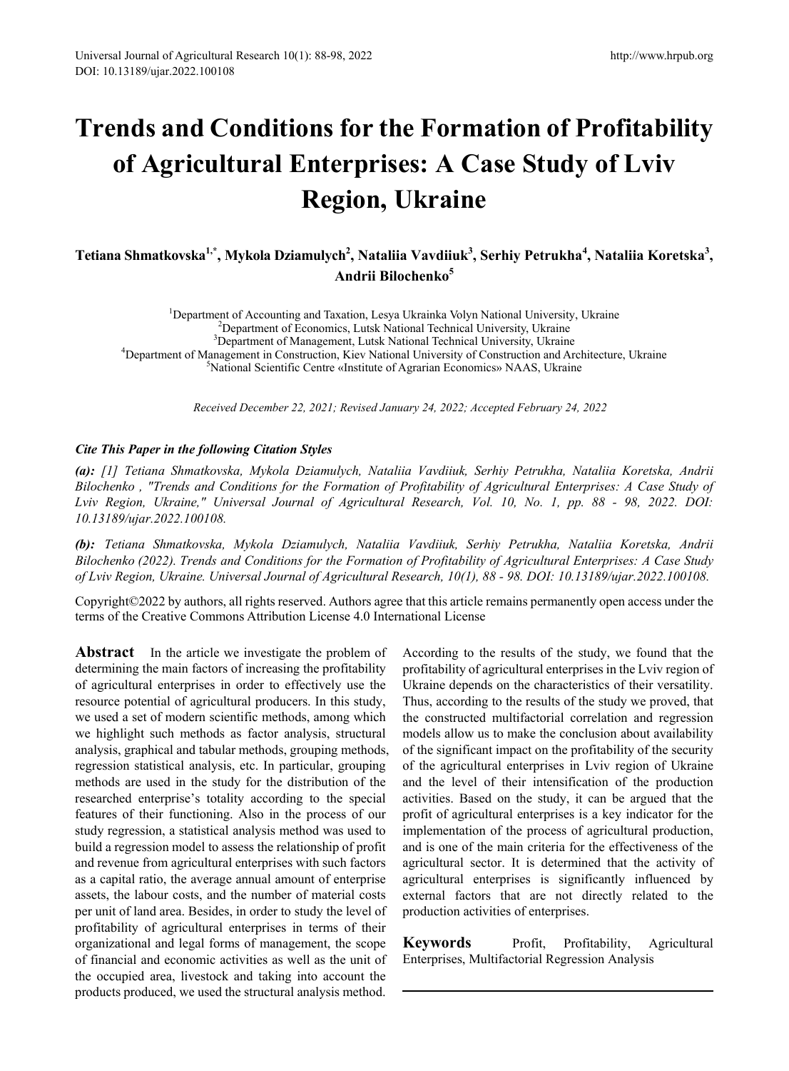# Trends and Conditions for the Formation of Profitability of Agricultural Enterprises: A Case Study of Lviv Region, Ukraine

**Tetiana Shmatkovska[1,*], Mykola Dziamulych[2], Nataliia Vavdiiuk[3], Serhiy Petrukha[4], Nataliia Koretska[3], Andrii Bilochenko[5]**

[1]Department of Accounting and Taxation, Lesya Ukrainka Volyn National University, Ukraine
[2]Department of Economics, Lutsk National Technical University, Ukraine
[3]Department of Management, Lutsk National Technical University, Ukraine
[4]Department of Management in Construction, Kiev National University of Construction and Architecture, Ukraine
[5]National Scientific Centre «Institute of Agrarian Economics» NAAS, Ukraine

*Received December 22, 2021; Revised January 24, 2022; Accepted February 24, 2022*

***Cite This Paper in the following Citation Styles***

***(a):*** *[1] Tetiana Shmatkovska, Mykola Dziamulych, Nataliia Vavdiiuk, Serhiy Petrukha, Nataliia Koretska, Andrii Bilochenko , "Trends and Conditions for the Formation of Profitability of Agricultural Enterprises: A Case Study of Lviv Region, Ukraine," Universal Journal of Agricultural Research, Vol. 10, No. 1, pp. 88 - 98, 2022. DOI: 10.13189/ujar.2022.100108.*

***(b):*** *Tetiana Shmatkovska, Mykola Dziamulych, Nataliia Vavdiiuk, Serhiy Petrukha, Nataliia Koretska, Andrii Bilochenko (2022). Trends and Conditions for the Formation of Profitability of Agricultural Enterprises: A Case Study of Lviv Region, Ukraine. Universal Journal of Agricultural Research, 10(1), 88 - 98. DOI: 10.13189/ujar.2022.100108.*

Copyright©2022 by authors, all rights reserved. Authors agree that this article remains permanently open access under the terms of the Creative Commons Attribution License 4.0 International License

**Abstract** In the article we investigate the problem of determining the main factors of increasing the profitability of agricultural enterprises in order to effectively use the resource potential of agricultural producers. In this study, we used a set of modern scientific methods, among which we highlight such methods as factor analysis, structural analysis, graphical and tabular methods, grouping methods, regression statistical analysis, etc. In particular, grouping methods are used in the study for the distribution of the researched enterprise's totality according to the special features of their functioning. Also in the process of our study regression, a statistical analysis method was used to build a regression model to assess the relationship of profit and revenue from agricultural enterprises with such factors as a capital ratio, the average annual amount of enterprise assets, the labour costs, and the number of material costs per unit of land area. Besides, in order to study the level of profitability of agricultural enterprises in terms of their organizational and legal forms of management, the scope of financial and economic activities as well as the unit of the occupied area, livestock and taking into account the products produced, we used the structural analysis method. According to the results of the study, we found that the profitability of agricultural enterprises in the Lviv region of Ukraine depends on the characteristics of their versatility. Thus, according to the results of the study we proved, that the constructed multifactorial correlation and regression models allow us to make the conclusion about availability of the significant impact on the profitability of the security of the agricultural enterprises in Lviv region of Ukraine and the level of their intensification of the production activities. Based on the study, it can be argued that the profit of agricultural enterprises is a key indicator for the implementation of the process of agricultural production, and is one of the main criteria for the effectiveness of the agricultural sector. It is determined that the activity of agricultural enterprises is significantly influenced by external factors that are not directly related to the production activities of enterprises.

**Keywords** Profit, Profitability, Agricultural Enterprises, Multifactorial Regression Analysis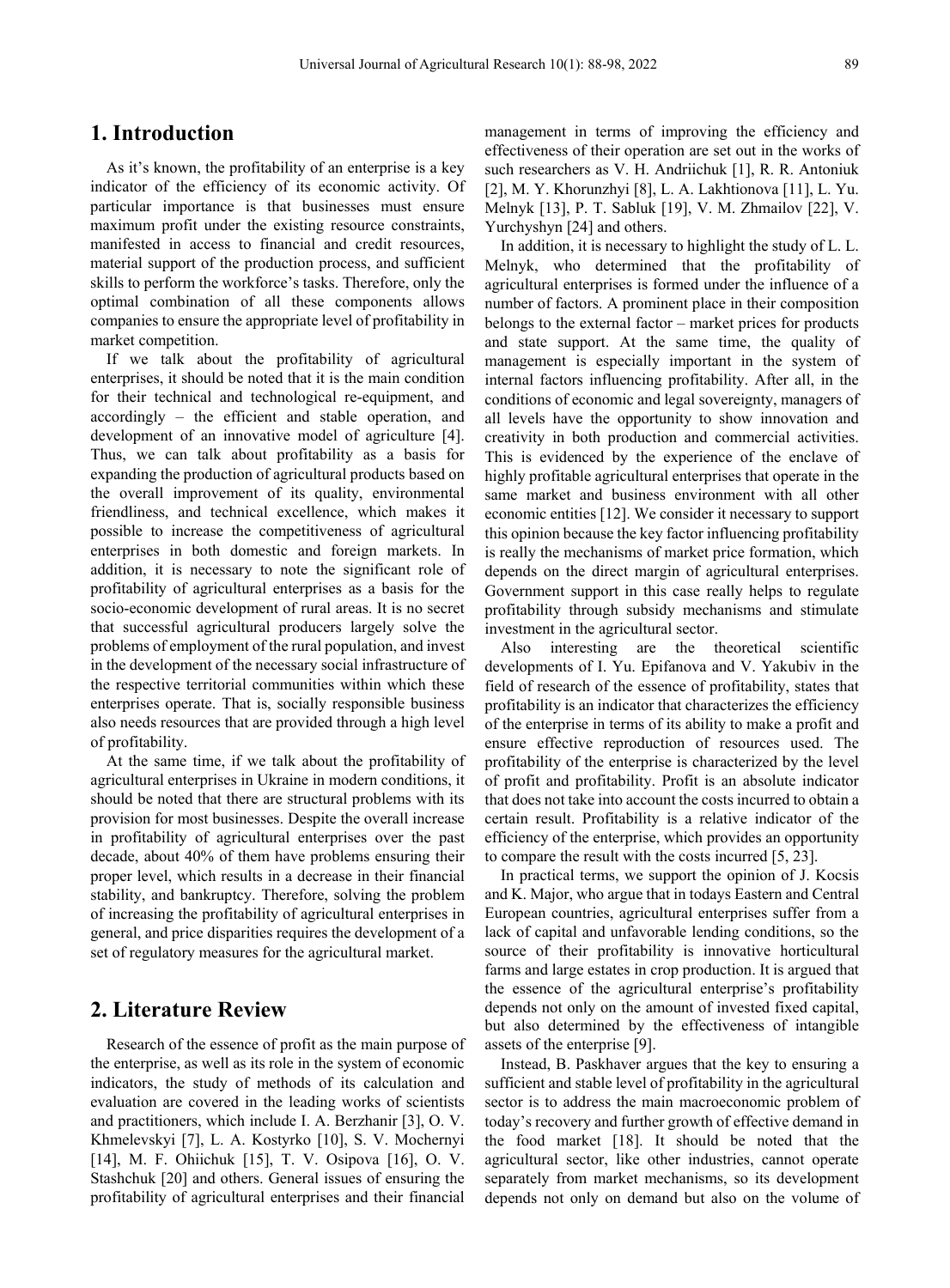# 1. Introduction

As it's known, the profitability of an enterprise is a key indicator of the efficiency of its economic activity. Of particular importance is that businesses must ensure maximum profit under the existing resource constraints, manifested in access to financial and credit resources, material support of the production process, and sufficient skills to perform the workforce's tasks. Therefore, only the optimal combination of all these components allows companies to ensure the appropriate level of profitability in market competition.

If we talk about the profitability of agricultural enterprises, it should be noted that it is the main condition for their technical and technological re-equipment, and accordingly – the efficient and stable operation, and development of an innovative model of agriculture [4]. Thus, we can talk about profitability as a basis for expanding the production of agricultural products based on the overall improvement of its quality, environmental friendliness, and technical excellence, which makes it possible to increase the competitiveness of agricultural enterprises in both domestic and foreign markets. In addition, it is necessary to note the significant role of profitability of agricultural enterprises as a basis for the socio-economic development of rural areas. It is no secret that successful agricultural producers largely solve the problems of employment of the rural population, and invest in the development of the necessary social infrastructure of the respective territorial communities within which these enterprises operate. That is, socially responsible business also needs resources that are provided through a high level of profitability.

At the same time, if we talk about the profitability of agricultural enterprises in Ukraine in modern conditions, it should be noted that there are structural problems with its provision for most businesses. Despite the overall increase in profitability of agricultural enterprises over the past decade, about 40% of them have problems ensuring their proper level, which results in a decrease in their financial stability, and bankruptcy. Therefore, solving the problem of increasing the profitability of agricultural enterprises in general, and price disparities requires the development of a set of regulatory measures for the agricultural market.

# 2. Literature Review

Research of the essence of profit as the main purpose of the enterprise, as well as its role in the system of economic indicators, the study of methods of its calculation and evaluation are covered in the leading works of scientists and practitioners, which include I. A. Berzhanir [3], O. V. Khmelevskyi [7], L. A. Kostyrko [10], S. V. Mochernyi [14], M. F. Ohiichuk [15], T. V. Osipova [16], O. V. Stashchuk [20] and others. General issues of ensuring the profitability of agricultural enterprises and their financial management in terms of improving the efficiency and effectiveness of their operation are set out in the works of such researchers as V. H. Andriichuk [1], R. R. Antoniuk [2], M. Y. Khorunzhyi [8], L. A. Lakhtionova [11], L. Yu. Melnyk [13], P. T. Sabluk [19], V. M. Zhmailov [22], V. Yurchyshyn [24] and others.

In addition, it is necessary to highlight the study of L. L. Melnyk, who determined that the profitability of agricultural enterprises is formed under the influence of a number of factors. A prominent place in their composition belongs to the external factor – market prices for products and state support. At the same time, the quality of management is especially important in the system of internal factors influencing profitability. After all, in the conditions of economic and legal sovereignty, managers of all levels have the opportunity to show innovation and creativity in both production and commercial activities. This is evidenced by the experience of the enclave of highly profitable agricultural enterprises that operate in the same market and business environment with all other economic entities [12]. We consider it necessary to support this opinion because the key factor influencing profitability is really the mechanisms of market price formation, which depends on the direct margin of agricultural enterprises. Government support in this case really helps to regulate profitability through subsidy mechanisms and stimulate investment in the agricultural sector.

Also interesting are the theoretical scientific developments of I. Yu. Epifanova and V. Yakubiv in the field of research of the essence of profitability, states that profitability is an indicator that characterizes the efficiency of the enterprise in terms of its ability to make a profit and ensure effective reproduction of resources used. The profitability of the enterprise is characterized by the level of profit and profitability. Profit is an absolute indicator that does not take into account the costs incurred to obtain a certain result. Profitability is a relative indicator of the efficiency of the enterprise, which provides an opportunity to compare the result with the costs incurred [5, 23].

In practical terms, we support the opinion of J. Kocsis and K. Major, who argue that in todays Eastern and Central European countries, agricultural enterprises suffer from a lack of capital and unfavorable lending conditions, so the source of their profitability is innovative horticultural farms and large estates in crop production. It is argued that the essence of the agricultural enterprise's profitability depends not only on the amount of invested fixed capital, but also determined by the effectiveness of intangible assets of the enterprise [9].

Instead, B. Paskhaver argues that the key to ensuring a sufficient and stable level of profitability in the agricultural sector is to address the main macroeconomic problem of today's recovery and further growth of effective demand in the food market [18]. It should be noted that the agricultural sector, like other industries, cannot operate separately from market mechanisms, so its development depends not only on demand but also on the volume of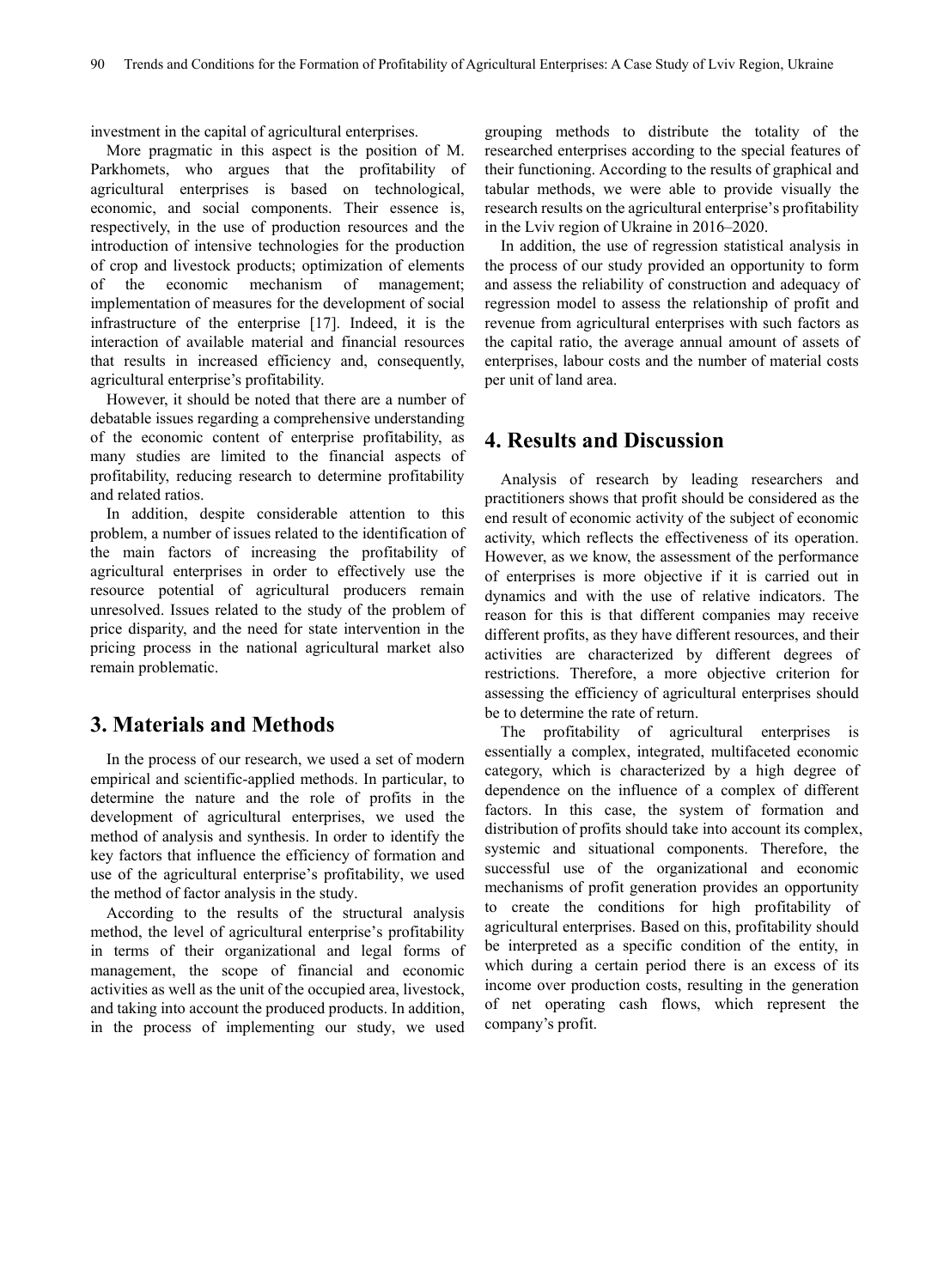investment in the capital of agricultural enterprises.

More pragmatic in this aspect is the position of M. Parkhomets, who argues that the profitability of agricultural enterprises is based on technological, economic, and social components. Their essence is, respectively, in the use of production resources and the introduction of intensive technologies for the production of crop and livestock products; optimization of elements of the economic mechanism of management; implementation of measures for the development of social infrastructure of the enterprise [17]. Indeed, it is the interaction of available material and financial resources that results in increased efficiency and, consequently, agricultural enterprise's profitability.

However, it should be noted that there are a number of debatable issues regarding a comprehensive understanding of the economic content of enterprise profitability, as many studies are limited to the financial aspects of profitability, reducing research to determine profitability and related ratios.

In addition, despite considerable attention to this problem, a number of issues related to the identification of the main factors of increasing the profitability of agricultural enterprises in order to effectively use the resource potential of agricultural producers remain unresolved. Issues related to the study of the problem of price disparity, and the need for state intervention in the pricing process in the national agricultural market also remain problematic.

## 3. Materials and Methods

In the process of our research, we used a set of modern empirical and scientific-applied methods. In particular, to determine the nature and the role of profits in the development of agricultural enterprises, we used the method of analysis and synthesis. In order to identify the key factors that influence the efficiency of formation and use of the agricultural enterprise's profitability, we used the method of factor analysis in the study.

According to the results of the structural analysis method, the level of agricultural enterprise's profitability in terms of their organizational and legal forms of management, the scope of financial and economic activities as well as the unit of the occupied area, livestock, and taking into account the produced products. In addition, in the process of implementing our study, we used grouping methods to distribute the totality of the researched enterprises according to the special features of their functioning. According to the results of graphical and tabular methods, we were able to provide visually the research results on the agricultural enterprise's profitability in the Lviv region of Ukraine in 2016–2020.

In addition, the use of regression statistical analysis in the process of our study provided an opportunity to form and assess the reliability of construction and adequacy of regression model to assess the relationship of profit and revenue from agricultural enterprises with such factors as the capital ratio, the average annual amount of assets of enterprises, labour costs and the number of material costs per unit of land area.

## 4. Results and Discussion

Analysis of research by leading researchers and practitioners shows that profit should be considered as the end result of economic activity of the subject of economic activity, which reflects the effectiveness of its operation. However, as we know, the assessment of the performance of enterprises is more objective if it is carried out in dynamics and with the use of relative indicators. The reason for this is that different companies may receive different profits, as they have different resources, and their activities are characterized by different degrees of restrictions. Therefore, a more objective criterion for assessing the efficiency of agricultural enterprises should be to determine the rate of return.

The profitability of agricultural enterprises is essentially a complex, integrated, multifaceted economic category, which is characterized by a high degree of dependence on the influence of a complex of different factors. In this case, the system of formation and distribution of profits should take into account its complex, systemic and situational components. Therefore, the successful use of the organizational and economic mechanisms of profit generation provides an opportunity to create the conditions for high profitability of agricultural enterprises. Based on this, profitability should be interpreted as a specific condition of the entity, in which during a certain period there is an excess of its income over production costs, resulting in the generation of net operating cash flows, which represent the company's profit.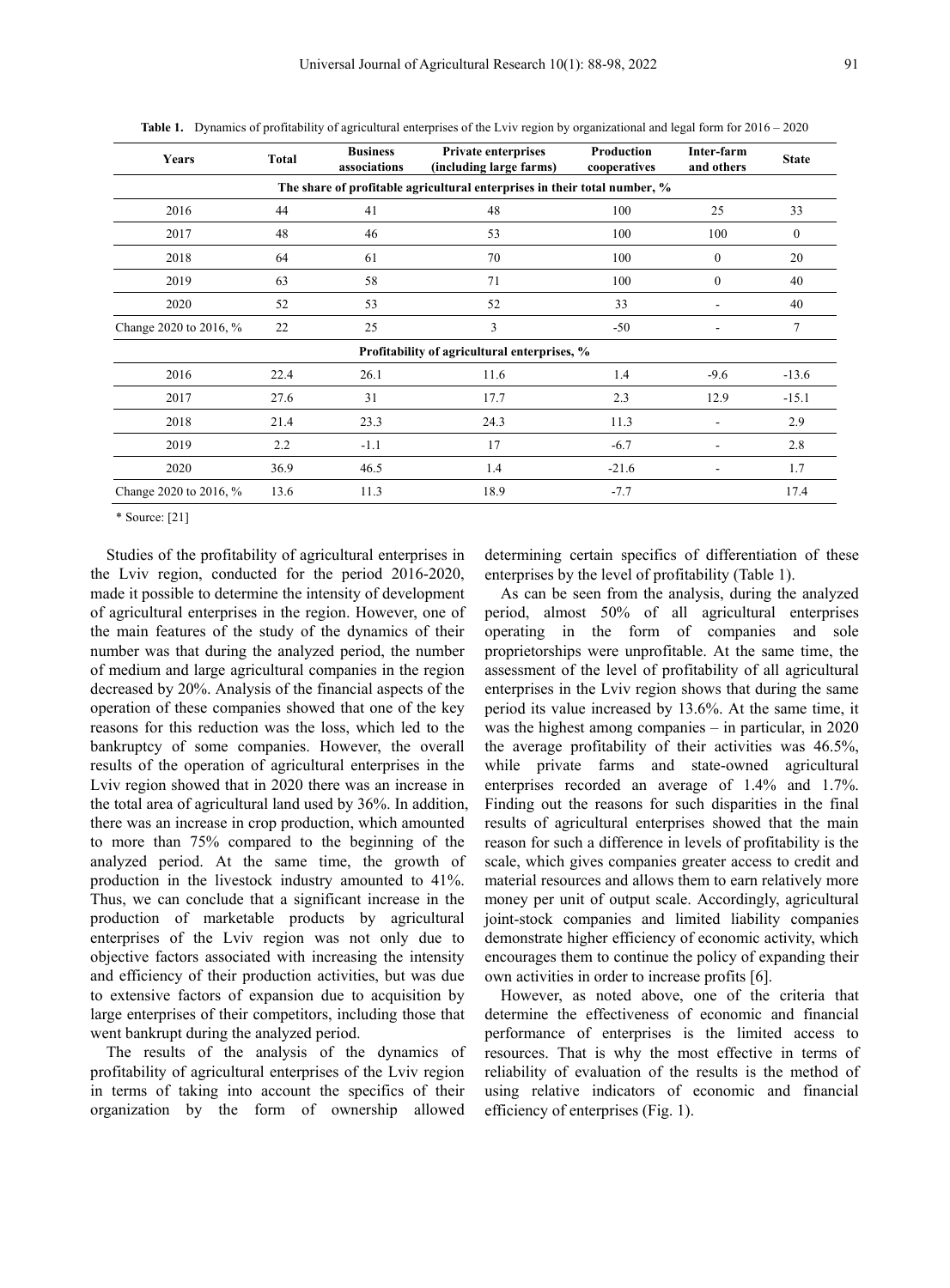**Table 1.** Dynamics of profitability of agricultural enterprises of the Lviv region by organizational and legal form for 2016 – 2020

| Years | Total | Business associations | Private enterprises (including large farms) | Production cooperatives | Inter-farm and others | State |
|---|---|---|---|---|---|---|
| **The share of profitable agricultural enterprises in their total number, %** | | | | | | |
| 2016 | 44 | 41 | 48 | 100 | 25 | 33 |
| 2017 | 48 | 46 | 53 | 100 | 100 | 0 |
| 2018 | 64 | 61 | 70 | 100 | 0 | 20 |
| 2019 | 63 | 58 | 71 | 100 | 0 | 40 |
| 2020 | 52 | 53 | 52 | 33 | - | 40 |
| Change 2020 to 2016, % | 22 | 25 | 3 | -50 | - | 7 |
| **Profitability of agricultural enterprises, %** | | | | | | |
| 2016 | 22.4 | 26.1 | 11.6 | 1.4 | -9.6 | -13.6 |
| 2017 | 27.6 | 31 | 17.7 | 2.3 | 12.9 | -15.1 |
| 2018 | 21.4 | 23.3 | 24.3 | 11.3 | - | 2.9 |
| 2019 | 2.2 | -1.1 | 17 | -6.7 | - | 2.8 |
| 2020 | 36.9 | 46.5 | 1.4 | -21.6 | - | 1.7 |
| Change 2020 to 2016, % | 13.6 | 11.3 | 18.9 | -7.7 | | 17.4 |

* Source: [21]

Studies of the profitability of agricultural enterprises in the Lviv region, conducted for the period 2016-2020, made it possible to determine the intensity of development of agricultural enterprises in the region. However, one of the main features of the study of the dynamics of their number was that during the analyzed period, the number of medium and large agricultural companies in the region decreased by 20%. Analysis of the financial aspects of the operation of these companies showed that one of the key reasons for this reduction was the loss, which led to the bankruptcy of some companies. However, the overall results of the operation of agricultural enterprises in the Lviv region showed that in 2020 there was an increase in the total area of agricultural land used by 36%. In addition, there was an increase in crop production, which amounted to more than 75% compared to the beginning of the analyzed period. At the same time, the growth of production in the livestock industry amounted to 41%. Thus, we can conclude that a significant increase in the production of marketable products by agricultural enterprises of the Lviv region was not only due to objective factors associated with increasing the intensity and efficiency of their production activities, but was due to extensive factors of expansion due to acquisition by large enterprises of their competitors, including those that went bankrupt during the analyzed period.

The results of the analysis of the dynamics of profitability of agricultural enterprises of the Lviv region in terms of taking into account the specifics of their organization by the form of ownership allowed determining certain specifics of differentiation of these enterprises by the level of profitability (Table 1).

As can be seen from the analysis, during the analyzed period, almost 50% of all agricultural enterprises operating in the form of companies and sole proprietorships were unprofitable. At the same time, the assessment of the level of profitability of all agricultural enterprises in the Lviv region shows that during the same period its value increased by 13.6%. At the same time, it was the highest among companies – in particular, in 2020 the average profitability of their activities was 46.5%, while private farms and state-owned agricultural enterprises recorded an average of 1.4% and 1.7%. Finding out the reasons for such disparities in the final results of agricultural enterprises showed that the main reason for such a difference in levels of profitability is the scale, which gives companies greater access to credit and material resources and allows them to earn relatively more money per unit of output scale. Accordingly, agricultural joint-stock companies and limited liability companies demonstrate higher efficiency of economic activity, which encourages them to continue the policy of expanding their own activities in order to increase profits [6].

However, as noted above, one of the criteria that determine the effectiveness of economic and financial performance of enterprises is the limited access to resources. That is why the most effective in terms of reliability of evaluation of the results is the method of using relative indicators of economic and financial efficiency of enterprises (Fig. 1).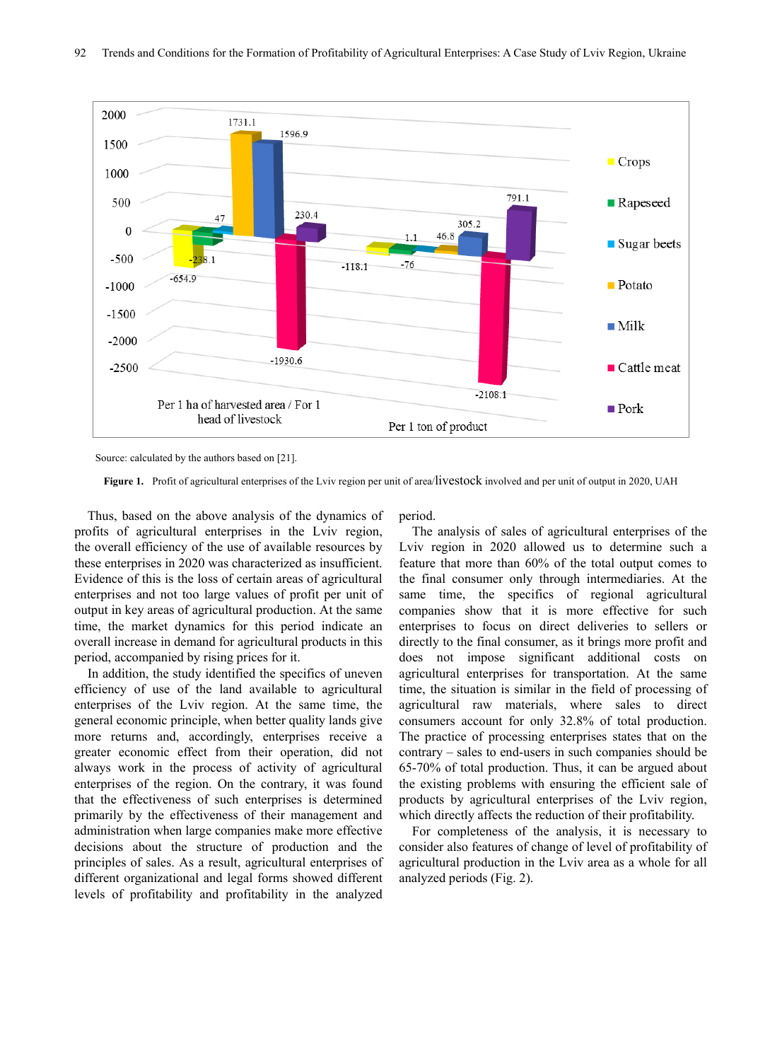Source: calculated by the authors based on [21].

**Figure 1.** Profit of agricultural enterprises of the Lviv region per unit of area/livestock involved and per unit of output in 2020, UAH

Thus, based on the above analysis of the dynamics of profits of agricultural enterprises in the Lviv region, the overall efficiency of the use of available resources by these enterprises in 2020 was characterized as insufficient. Evidence of this is the loss of certain areas of agricultural enterprises and not too large values of profit per unit of output in key areas of agricultural production. At the same time, the market dynamics for this period indicate an overall increase in demand for agricultural products in this period, accompanied by rising prices for it.

In addition, the study identified the specifics of uneven efficiency of use of the land available to agricultural enterprises of the Lviv region. At the same time, the general economic principle, when better quality lands give more returns and, accordingly, enterprises receive a greater economic effect from their operation, did not always work in the process of activity of agricultural enterprises of the region. On the contrary, it was found that the effectiveness of such enterprises is determined primarily by the effectiveness of their management and administration when large companies make more effective decisions about the structure of production and the principles of sales. As a result, agricultural enterprises of different organizational and legal forms showed different levels of profitability and profitability in the analyzed period.

The analysis of sales of agricultural enterprises of the Lviv region in 2020 allowed us to determine such a feature that more than 60% of the total output comes to the final consumer only through intermediaries. At the same time, the specifics of regional agricultural companies show that it is more effective for such enterprises to focus on direct deliveries to sellers or directly to the final consumer, as it brings more profit and does not impose significant additional costs on agricultural enterprises for transportation. At the same time, the situation is similar in the field of processing of agricultural raw materials, where sales to direct consumers account for only 32.8% of total production. The practice of processing enterprises states that on the contrary – sales to end-users in such companies should be 65-70% of total production. Thus, it can be argued about the existing problems with ensuring the efficient sale of products by agricultural enterprises of the Lviv region, which directly affects the reduction of their profitability.

For completeness of the analysis, it is necessary to consider also features of change of level of profitability of agricultural production in the Lviv area as a whole for all analyzed periods (Fig. 2).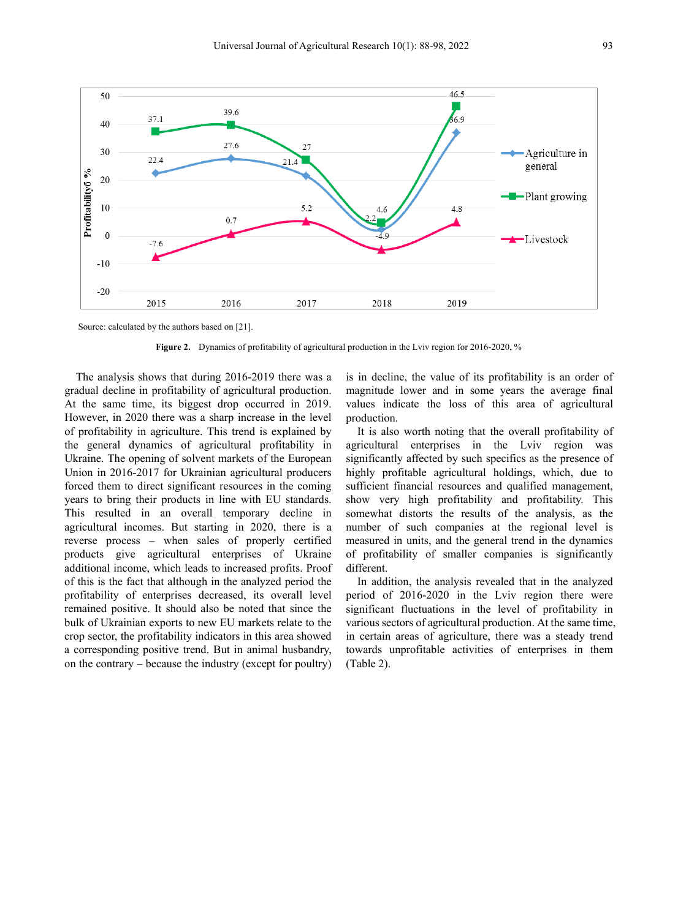Source: calculated by the authors based on [21].

**Figure 2.** Dynamics of profitability of agricultural production in the Lviv region for 2016-2020, %

The analysis shows that during 2016-2019 there was a gradual decline in profitability of agricultural production. At the same time, its biggest drop occurred in 2019. However, in 2020 there was a sharp increase in the level of profitability in agriculture. This trend is explained by the general dynamics of agricultural profitability in Ukraine. The opening of solvent markets of the European Union in 2016-2017 for Ukrainian agricultural producers forced them to direct significant resources in the coming years to bring their products in line with EU standards. This resulted in an overall temporary decline in agricultural incomes. But starting in 2020, there is a reverse process – when sales of properly certified products give agricultural enterprises of Ukraine additional income, which leads to increased profits. Proof of this is the fact that although in the analyzed period the profitability of enterprises decreased, its overall level remained positive. It should also be noted that since the bulk of Ukrainian exports to new EU markets relate to the crop sector, the profitability indicators in this area showed a corresponding positive trend. But in animal husbandry, on the contrary – because the industry (except for poultry) is in decline, the value of its profitability is an order of magnitude lower and in some years the average final values indicate the loss of this area of agricultural production.

It is also worth noting that the overall profitability of agricultural enterprises in the Lviv region was significantly affected by such specifics as the presence of highly profitable agricultural holdings, which, due to sufficient financial resources and qualified management, show very high profitability and profitability. This somewhat distorts the results of the analysis, as the number of such companies at the regional level is measured in units, and the general trend in the dynamics of profitability of smaller companies is significantly different.

In addition, the analysis revealed that in the analyzed period of 2016-2020 in the Lviv region there were significant fluctuations in the level of profitability in various sectors of agricultural production. At the same time, in certain areas of agriculture, there was a steady trend towards unprofitable activities of enterprises in them (Table 2).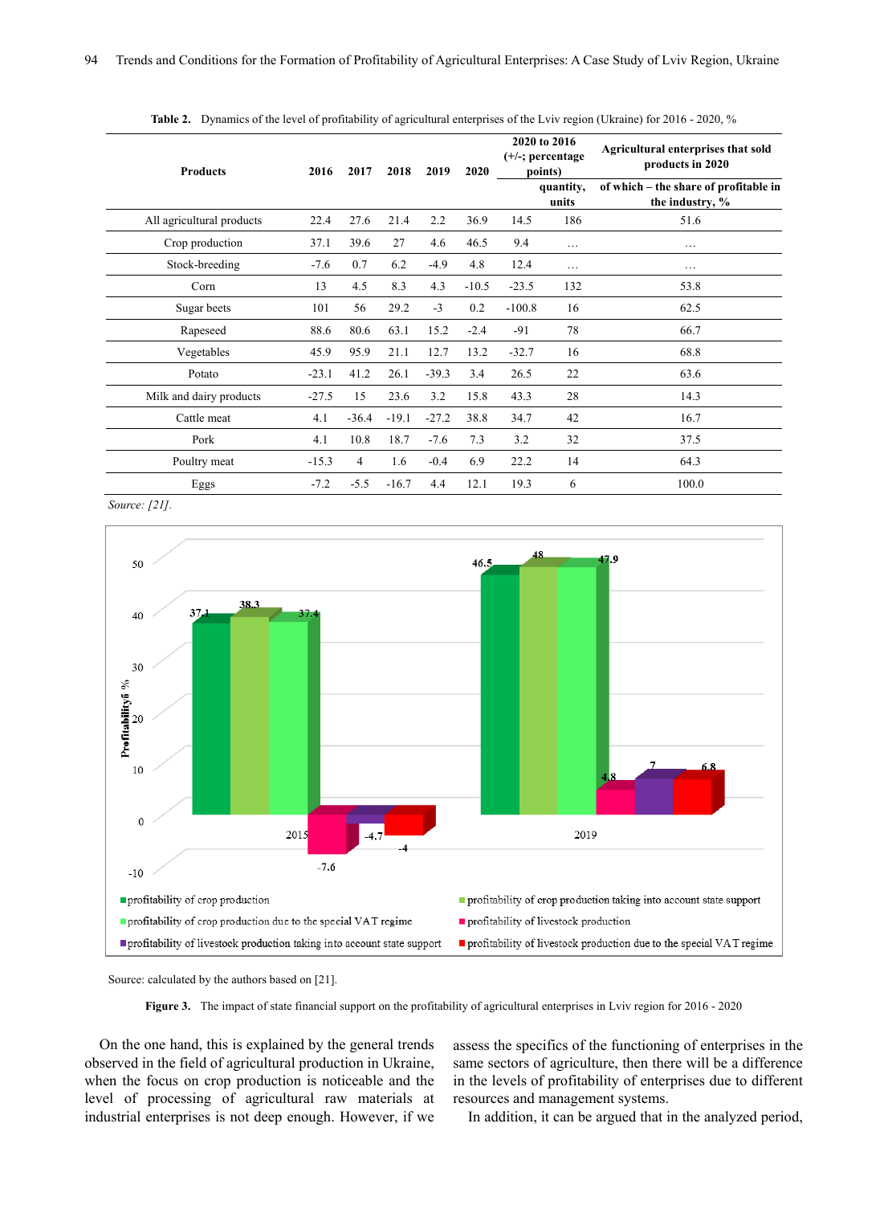**Table 2.** Dynamics of the level of profitability of agricultural enterprises of the Lviv region (Ukraine) for 2016 - 2020, %

| Products | 2016 | 2017 | 2018 | 2019 | 2020 | 2020 to 2016 (+/-; percentage points) | Agricultural enterprises that sold products in 2020 | |
|---|---|---|---|---|---|---|---|---|
| | | | | | | | quantity, units | of which – the share of profitable in the industry, % |
| All agricultural products | 22.4 | 27.6 | 21.4 | 2.2 | 36.9 | 14.5 | 186 | 51.6 |
| Crop production | 37.1 | 39.6 | 27 | 4.6 | 46.5 | 9.4 | … | … |
| Stock-breeding | -7.6 | 0.7 | 6.2 | -4.9 | 4.8 | 12.4 | … | … |
| Corn | 13 | 4.5 | 8.3 | 4.3 | -10.5 | -23.5 | 132 | 53.8 |
| Sugar beets | 101 | 56 | 29.2 | -3 | 0.2 | -100.8 | 16 | 62.5 |
| Rapeseed | 88.6 | 80.6 | 63.1 | 15.2 | -2.4 | -91 | 78 | 66.7 |
| Vegetables | 45.9 | 95.9 | 21.1 | 12.7 | 13.2 | -32.7 | 16 | 68.8 |
| Potato | -23.1 | 41.2 | 26.1 | -39.3 | 3.4 | 26.5 | 22 | 63.6 |
| Milk and dairy products | -27.5 | 15 | 23.6 | 3.2 | 15.8 | 43.3 | 28 | 14.3 |
| Cattle meat | 4.1 | -36.4 | -19.1 | -27.2 | 38.8 | 34.7 | 42 | 16.7 |
| Pork | 4.1 | 10.8 | 18.7 | -7.6 | 7.3 | 3.2 | 32 | 37.5 |
| Poultry meat | -15.3 | 4 | 1.6 | -0.4 | 6.9 | 22.2 | 14 | 64.3 |
| Eggs | -7.2 | -5.5 | -16.7 | 4.4 | 12.1 | 19.3 | 6 | 100.0 |

*Source: [21].*

Source: calculated by the authors based on [21].

**Figure 3.** The impact of state financial support on the profitability of agricultural enterprises in Lviv region for 2016 - 2020

On the one hand, this is explained by the general trends observed in the field of agricultural production in Ukraine, when the focus on crop production is noticeable and the level of processing of agricultural raw materials at industrial enterprises is not deep enough. However, if we assess the specifics of the functioning of enterprises in the same sectors of agriculture, then there will be a difference in the levels of profitability of enterprises due to different resources and management systems.

In addition, it can be argued that in the analyzed period,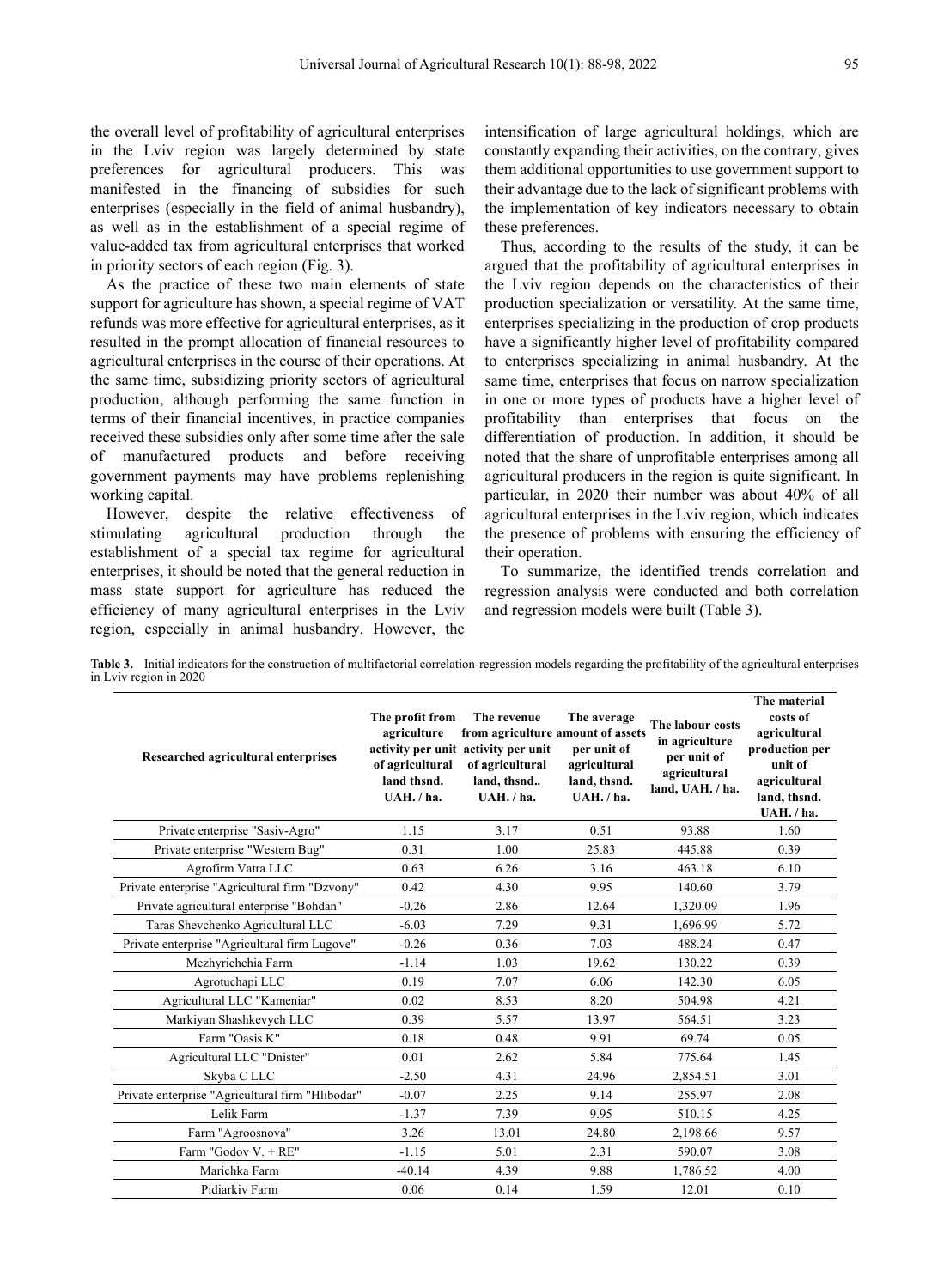the overall level of profitability of agricultural enterprises in the Lviv region was largely determined by state preferences for agricultural producers. This was manifested in the financing of subsidies for such enterprises (especially in the field of animal husbandry), as well as in the establishment of a special regime of value-added tax from agricultural enterprises that worked in priority sectors of each region (Fig. 3).

As the practice of these two main elements of state support for agriculture has shown, a special regime of VAT refunds was more effective for agricultural enterprises, as it resulted in the prompt allocation of financial resources to agricultural enterprises in the course of their operations. At the same time, subsidizing priority sectors of agricultural production, although performing the same function in terms of their financial incentives, in practice companies received these subsidies only after some time after the sale of manufactured products and before receiving government payments may have problems replenishing working capital.

However, despite the relative effectiveness of stimulating agricultural production through the establishment of a special tax regime for agricultural enterprises, it should be noted that the general reduction in mass state support for agriculture has reduced the efficiency of many agricultural enterprises in the Lviv region, especially in animal husbandry. However, the intensification of large agricultural holdings, which are constantly expanding their activities, on the contrary, gives them additional opportunities to use government support to their advantage due to the lack of significant problems with the implementation of key indicators necessary to obtain these preferences.

Thus, according to the results of the study, it can be argued that the profitability of agricultural enterprises in the Lviv region depends on the characteristics of their production specialization or versatility. At the same time, enterprises specializing in the production of crop products have a significantly higher level of profitability compared to enterprises specializing in animal husbandry. At the same time, enterprises that focus on narrow specialization in one or more types of products have a higher level of profitability than enterprises that focus on the differentiation of production. In addition, it should be noted that the share of unprofitable enterprises among all agricultural producers in the region is quite significant. In particular, in 2020 their number was about 40% of all agricultural enterprises in the Lviv region, which indicates the presence of problems with ensuring the efficiency of their operation.

To summarize, the identified trends correlation and regression analysis were conducted and both correlation and regression models were built (Table 3).

**Table 3.** Initial indicators for the construction of multifactorial correlation-regression models regarding the profitability of the agricultural enterprises in Lviv region in 2020

| Researched agricultural enterprises | The profit from agriculture activity per unit of agricultural land thsnd. UAH. / ha. | The revenue from agriculture activity per unit of agricultural land, thsnd.. UAH. / ha. | The average amount of assets per unit of agricultural land, thsnd. UAH. / ha. | The labour costs in agriculture per unit of agricultural land, UAH. / ha. | The material costs of agricultural production per unit of agricultural land, thsnd. UAH. / ha. |
|---|---|---|---|---|---|
| Private enterprise "Sasiv-Agro" | 1.15 | 3.17 | 0.51 | 93.88 | 1.60 |
| Private enterprise "Western Bug" | 0.31 | 1.00 | 25.83 | 445.88 | 0.39 |
| Agrofirm Vatra LLC | 0.63 | 6.26 | 3.16 | 463.18 | 6.10 |
| Private enterprise "Agricultural firm "Dzvony" | 0.42 | 4.30 | 9.95 | 140.60 | 3.79 |
| Private agricultural enterprise "Bohdan" | -0.26 | 2.86 | 12.64 | 1,320.09 | 1.96 |
| Taras Shevchenko Agricultural LLC | -6.03 | 7.29 | 9.31 | 1,696.99 | 5.72 |
| Private enterprise "Agricultural firm Lugove" | -0.26 | 0.36 | 7.03 | 488.24 | 0.47 |
| Mezhyrichchia Farm | -1.14 | 1.03 | 19.62 | 130.22 | 0.39 |
| Agrotuchapi LLC | 0.19 | 7.07 | 6.06 | 142.30 | 6.05 |
| Agricultural LLC "Kameniar" | 0.02 | 8.53 | 8.20 | 504.98 | 4.21 |
| Markiyan Shashkevych LLC | 0.39 | 5.57 | 13.97 | 564.51 | 3.23 |
| Farm "Oasis K" | 0.18 | 0.48 | 9.91 | 69.74 | 0.05 |
| Agricultural LLC "Dnister" | 0.01 | 2.62 | 5.84 | 775.64 | 1.45 |
| Skyba C LLC | -2.50 | 4.31 | 24.96 | 2,854.51 | 3.01 |
| Private enterprise "Agricultural firm "Hlibodar" | -0.07 | 2.25 | 9.14 | 255.97 | 2.08 |
| Lelik Farm | -1.37 | 7.39 | 9.95 | 510.15 | 4.25 |
| Farm "Agroosnova" | 3.26 | 13.01 | 24.80 | 2,198.66 | 9.57 |
| Farm "Godov V. + RE" | -1.15 | 5.01 | 2.31 | 590.07 | 3.08 |
| Marichka Farm | -40.14 | 4.39 | 9.88 | 1,786.52 | 4.00 |
| Pidiarkiv Farm | 0.06 | 0.14 | 1.59 | 12.01 | 0.10 |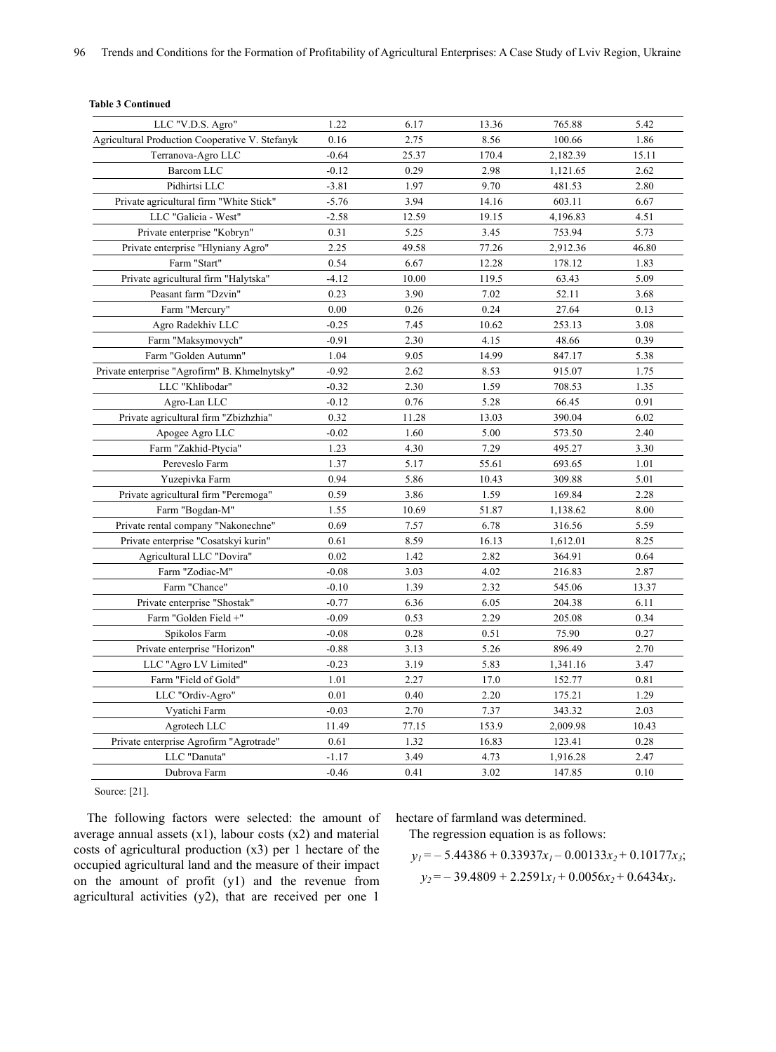**Table 3 Continued**

| | | | | | |
|---|---|---|---|---|---|
| LLC "V.D.S. Agro" | 1.22 | 6.17 | 13.36 | 765.88 | 5.42 |
| Agricultural Production Cooperative V. Stefanyk | 0.16 | 2.75 | 8.56 | 100.66 | 1.86 |
| Terranova-Agro LLC | -0.64 | 25.37 | 170.4 | 2,182.39 | 15.11 |
| Barcom LLC | -0.12 | 0.29 | 2.98 | 1,121.65 | 2.62 |
| Pidhirtsi LLC | -3.81 | 1.97 | 9.70 | 481.53 | 2.80 |
| Private agricultural firm "White Stick" | -5.76 | 3.94 | 14.16 | 603.11 | 6.67 |
| LLC "Galicia - West" | -2.58 | 12.59 | 19.15 | 4,196.83 | 4.51 |
| Private enterprise "Kobryn" | 0.31 | 5.25 | 3.45 | 753.94 | 5.73 |
| Private enterprise "Hlyniany Agro" | 2.25 | 49.58 | 77.26 | 2,912.36 | 46.80 |
| Farm "Start" | 0.54 | 6.67 | 12.28 | 178.12 | 1.83 |
| Private agricultural firm "Halytska" | -4.12 | 10.00 | 119.5 | 63.43 | 5.09 |
| Peasant farm "Dzvin" | 0.23 | 3.90 | 7.02 | 52.11 | 3.68 |
| Farm "Mercury" | 0.00 | 0.26 | 0.24 | 27.64 | 0.13 |
| Agro Radekhiv LLC | -0.25 | 7.45 | 10.62 | 253.13 | 3.08 |
| Farm "Maksymovych" | -0.91 | 2.30 | 4.15 | 48.66 | 0.39 |
| Farm "Golden Autumn" | 1.04 | 9.05 | 14.99 | 847.17 | 5.38 |
| Private enterprise "Agrofirm" B. Khmelnytsky" | -0.92 | 2.62 | 8.53 | 915.07 | 1.75 |
| LLC "Khlibodar" | -0.32 | 2.30 | 1.59 | 708.53 | 1.35 |
| Agro-Lan LLC | -0.12 | 0.76 | 5.28 | 66.45 | 0.91 |
| Private agricultural firm "Zbizhzhia" | 0.32 | 11.28 | 13.03 | 390.04 | 6.02 |
| Apogee Agro LLC | -0.02 | 1.60 | 5.00 | 573.50 | 2.40 |
| Farm "Zakhid-Ptycia" | 1.23 | 4.30 | 7.29 | 495.27 | 3.30 |
| Pereveslo Farm | 1.37 | 5.17 | 55.61 | 693.65 | 1.01 |
| Yuzepivka Farm | 0.94 | 5.86 | 10.43 | 309.88 | 5.01 |
| Private agricultural firm "Peremoga" | 0.59 | 3.86 | 1.59 | 169.84 | 2.28 |
| Farm "Bogdan-M" | 1.55 | 10.69 | 51.87 | 1,138.62 | 8.00 |
| Private rental company "Nakonechne" | 0.69 | 7.57 | 6.78 | 316.56 | 5.59 |
| Private enterprise "Cosatskyi kurin" | 0.61 | 8.59 | 16.13 | 1,612.01 | 8.25 |
| Agricultural LLC "Dovira" | 0.02 | 1.42 | 2.82 | 364.91 | 0.64 |
| Farm "Zodiac-M" | -0.08 | 3.03 | 4.02 | 216.83 | 2.87 |
| Farm "Chance" | -0.10 | 1.39 | 2.32 | 545.06 | 13.37 |
| Private enterprise "Shostak" | -0.77 | 6.36 | 6.05 | 204.38 | 6.11 |
| Farm "Golden Field +" | -0.09 | 0.53 | 2.29 | 205.08 | 0.34 |
| Spikolos Farm | -0.08 | 0.28 | 0.51 | 75.90 | 0.27 |
| Private enterprise "Horizon" | -0.88 | 3.13 | 5.26 | 896.49 | 2.70 |
| LLC "Agro LV Limited" | -0.23 | 3.19 | 5.83 | 1,341.16 | 3.47 |
| Farm "Field of Gold" | 1.01 | 2.27 | 17.0 | 152.77 | 0.81 |
| LLC "Ordiv-Agro" | 0.01 | 0.40 | 2.20 | 175.21 | 1.29 |
| Vyatichi Farm | -0.03 | 2.70 | 7.37 | 343.32 | 2.03 |
| Agrotech LLC | 11.49 | 77.15 | 153.9 | 2,009.98 | 10.43 |
| Private enterprise Agrofirm "Agrotrade" | 0.61 | 1.32 | 16.83 | 123.41 | 0.28 |
| LLC "Danuta" | -1.17 | 3.49 | 4.73 | 1,916.28 | 2.47 |
| Dubrova Farm | -0.46 | 0.41 | 3.02 | 147.85 | 0.10 |

Source: [21].

The following factors were selected: the amount of average annual assets (x1), labour costs (x2) and material costs of agricultural production (x3) per 1 hectare of the occupied agricultural land and the measure of their impact on the amount of profit (y1) and the revenue from agricultural activities (y2), that are received per one 1 hectare of farmland was determined.

The regression equation is as follows:

$$y_1 = -5.44386 + 0.33937x_1 - 0.00133x_2 + 0.10177x_3;$$

$$y_2 = -39.4809 + 2.2591x_1 + 0.0056x_2 + 0.6434x_3.$$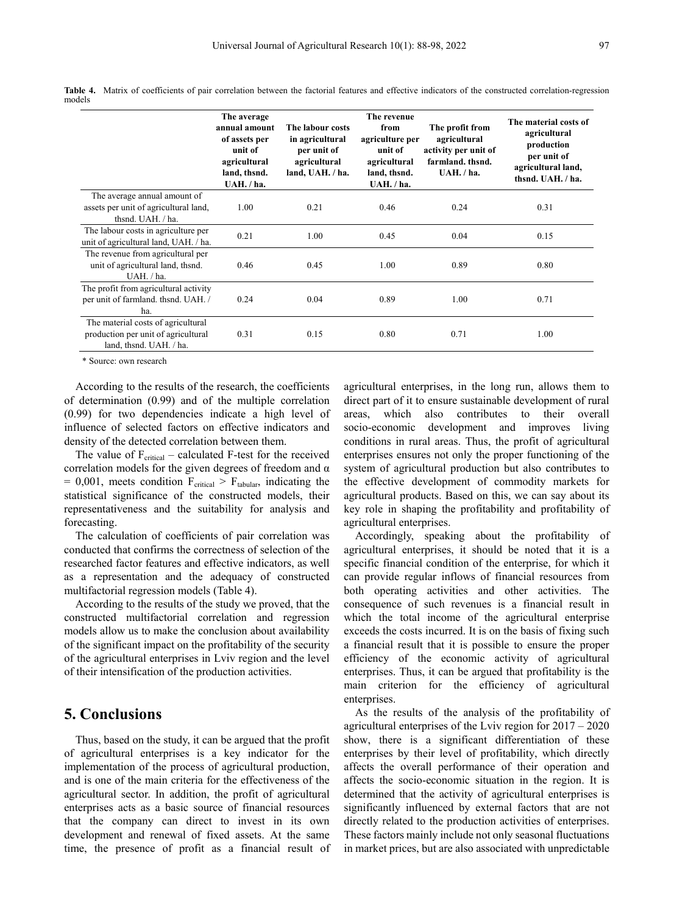**Table 4.** Matrix of coefficients of pair correlation between the factorial features and effective indicators of the constructed correlation-regression models

| | The average annual amount of assets per unit of agricultural land, thsnd. UAH. / ha. | The labour costs in agricultural per unit of agricultural land, UAH. / ha. | The revenue from agriculture per unit of agricultural land, thsnd. UAH. / ha. | The profit from agricultural activity per unit of farmland. thsnd. UAH. / ha. | The material costs of agricultural production per unit of agricultural land, thsnd. UAH. / ha. |
|---|---|---|---|---|---|
| The average annual amount of assets per unit of agricultural land, thsnd. UAH. / ha. | 1.00 | 0.21 | 0.46 | 0.24 | 0.31 |
| The labour costs in agriculture per unit of agricultural land, UAH. / ha. | 0.21 | 1.00 | 0.45 | 0.04 | 0.15 |
| The revenue from agricultural per unit of agricultural land, thsnd. UAH. / ha. | 0.46 | 0.45 | 1.00 | 0.89 | 0.80 |
| The profit from agricultural activity per unit of farmland. thsnd. UAH. / ha. | 0.24 | 0.04 | 0.89 | 1.00 | 0.71 |
| The material costs of agricultural production per unit of agricultural land, thsnd. UAH. / ha. | 0.31 | 0.15 | 0.80 | 0.71 | 1.00 |

\* Source: own research

According to the results of the research, the coefficients of determination (0.99) and of the multiple correlation (0.99) for two dependencies indicate a high level of influence of selected factors on effective indicators and density of the detected correlation between them.

The value of $F_{critical}$ – calculated F-test for the received correlation models for the given degrees of freedom and $\alpha = 0{,}001$, meets condition $F_{critical} > F_{tabular}$, indicating the statistical significance of the constructed models, their representativeness and the suitability for analysis and forecasting.

The calculation of coefficients of pair correlation was conducted that confirms the correctness of selection of the researched factor features and effective indicators, as well as a representation and the adequacy of constructed multifactorial regression models (Table 4).

According to the results of the study we proved, that the constructed multifactorial correlation and regression models allow us to make the conclusion about availability of the significant impact on the profitability of the security of the agricultural enterprises in Lviv region and the level of their intensification of the production activities.

## 5. Conclusions

Thus, based on the study, it can be argued that the profit of agricultural enterprises is a key indicator for the implementation of the process of agricultural production, and is one of the main criteria for the effectiveness of the agricultural sector. In addition, the profit of agricultural enterprises acts as a basic source of financial resources that the company can direct to invest in its own development and renewal of fixed assets. At the same time, the presence of profit as a financial result of agricultural enterprises, in the long run, allows them to direct part of it to ensure sustainable development of rural areas, which also contributes to their overall socio-economic development and improves living conditions in rural areas. Thus, the profit of agricultural enterprises ensures not only the proper functioning of the system of agricultural production but also contributes to the effective development of commodity markets for agricultural products. Based on this, we can say about its key role in shaping the profitability and profitability of agricultural enterprises.

Accordingly, speaking about the profitability of agricultural enterprises, it should be noted that it is a specific financial condition of the enterprise, for which it can provide regular inflows of financial resources from both operating activities and other activities. The consequence of such revenues is a financial result in which the total income of the agricultural enterprise exceeds the costs incurred. It is on the basis of fixing such a financial result that it is possible to ensure the proper efficiency of the economic activity of agricultural enterprises. Thus, it can be argued that profitability is the main criterion for the efficiency of agricultural enterprises.

As the results of the analysis of the profitability of agricultural enterprises of the Lviv region for 2017 – 2020 show, there is a significant differentiation of these enterprises by their level of profitability, which directly affects the overall performance of their operation and affects the socio-economic situation in the region. It is determined that the activity of agricultural enterprises is significantly influenced by external factors that are not directly related to the production activities of enterprises. These factors mainly include not only seasonal fluctuations in market prices, but are also associated with unpredictable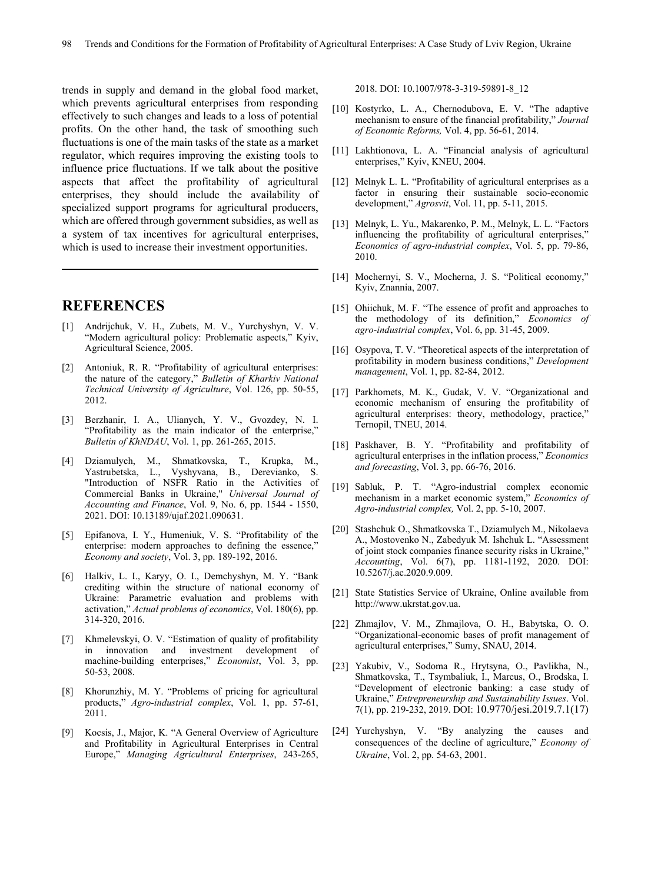trends in supply and demand in the global food market, which prevents agricultural enterprises from responding effectively to such changes and leads to a loss of potential profits. On the other hand, the task of smoothing such fluctuations is one of the main tasks of the state as a market regulator, which requires improving the existing tools to influence price fluctuations. If we talk about the positive aspects that affect the profitability of agricultural enterprises, they should include the availability of specialized support programs for agricultural producers, which are offered through government subsidies, as well as a system of tax incentives for agricultural enterprises, which is used to increase their investment opportunities.

---

## REFERENCES

[1] Andrijchuk, V. H., Zubets, M. V., Yurchyshyn, V. V. "Modern agricultural policy: Problematic aspects," Kyiv, Agricultural Science, 2005.

[2] Antoniuk, R. R. "Profitability of agricultural enterprises: the nature of the category," *Bulletin of Kharkiv National Technical University of Agriculture*, Vol. 126, pp. 50-55, 2012.

[3] Berzhanir, I. A., Ulianych, Y. V., Gvozdey, N. I. "Profitability as the main indicator of the enterprise," *Bulletin of KhNDAU*, Vol. 1, pp. 261-265, 2015.

[4] Dziamulych, M., Shmatkovska, T., Krupka, M., Yastrubetska, L., Vyshyvana, B., Derevianko, S. "Introduction of NSFR Ratio in the Activities of Commercial Banks in Ukraine," *Universal Journal of Accounting and Finance*, Vol. 9, No. 6, pp. 1544 - 1550, 2021. DOI: 10.13189/ujaf.2021.090631.

[5] Epifanova, I. Y., Humeniuk, V. S. "Profitability of the enterprise: modern approaches to defining the essence," *Economy and society*, Vol. 3, pp. 189-192, 2016.

[6] Halkiv, L. I., Karyy, O. I., Demchyshyn, M. Y. "Bank crediting within the structure of national economy of Ukraine: Parametric evaluation and problems with activation," *Actual problems of economics*, Vol. 180(6), pp. 314-320, 2016.

[7] Khmelevskyi, O. V. "Estimation of quality of profitability in innovation and investment development of machine-building enterprises," *Economist*, Vol. 3, pp. 50-53, 2008.

[8] Khorunzhiy, M. Y. "Problems of pricing for agricultural products," *Agro-industrial complex*, Vol. 1, pp. 57-61, 2011.

[9] Kocsis, J., Major, K. "A General Overview of Agriculture and Profitability in Agricultural Enterprises in Central Europe," *Managing Agricultural Enterprises*, 243-265, 2018. DOI: 10.1007/978-3-319-59891-8_12

[10] Kostyrko, L. A., Chernodubova, E. V. "The adaptive mechanism to ensure of the financial profitability," *Journal of Economic Reforms,* Vol. 4, pp. 56-61, 2014.

[11] Lakhtionova, L. A. "Financial analysis of agricultural enterprises," Kyiv, KNEU, 2004.

[12] Melnyk L. L. "Profitability of agricultural enterprises as a factor in ensuring their sustainable socio-economic development," *Agrosvit*, Vol. 11, pp. 5-11, 2015.

[13] Melnyk, L. Yu., Makarenko, P. M., Melnyk, L. L. "Factors influencing the profitability of agricultural enterprises," *Economics of agro-industrial complex*, Vol. 5, pp. 79-86, 2010.

[14] Mochernyi, S. V., Mocherna, J. S. "Political economy," Kyiv, Znannia, 2007.

[15] Ohiichuk, M. F. "The essence of profit and approaches to the methodology of its definition," *Economics of agro-industrial complex*, Vol. 6, pp. 31-45, 2009.

[16] Osypova, T. V. "Theoretical aspects of the interpretation of profitability in modern business conditions," *Development management*, Vol. 1, pp. 82-84, 2012.

[17] Parkhomets, M. K., Gudak, V. V. "Organizational and economic mechanism of ensuring the profitability of agricultural enterprises: theory, methodology, practice," Ternopil, TNEU, 2014.

[18] Paskhaver, B. Y. "Profitability and profitability of agricultural enterprises in the inflation process," *Economics and forecasting*, Vol. 3, pp. 66-76, 2016.

[19] Sabluk, P. T. "Agro-industrial complex economic mechanism in a market economic system," *Economics of Agro-industrial complex,* Vol. 2, pp. 5-10, 2007.

[20] Stashchuk O., Shmatkovska T., Dziamulych M., Nikolaeva A., Mostovenko N., Zabedyuk M. Ishchuk L. "Assessment of joint stock companies finance security risks in Ukraine," *Accounting*, Vol. 6(7), pp. 1181-1192, 2020. DOI: 10.5267/j.ac.2020.9.009.

[21] State Statistics Service of Ukraine, Online available from http://www.ukrstat.gov.ua.

[22] Zhmajlov, V. M., Zhmajlova, O. H., Babytska, O. O. "Organizational-economic bases of profit management of agricultural enterprises," Sumy, SNAU, 2014.

[23] Yakubiv, V., Sodoma R., Hrytsyna, O., Pavlikha, N., Shmatkovska, T., Tsymbaliuk, I., Marcus, O., Brodska, I. "Development of electronic banking: a case study of Ukraine," *Entrepreneurship and Sustainability Issues*. Vol. 7(1), pp. 219-232, 2019. DOI: 10.9770/jesi.2019.7.1(17)

[24] Yurchyshyn, V. "By analyzing the causes and consequences of the decline of agriculture," *Economy of Ukraine*, Vol. 2, pp. 54-63, 2001.